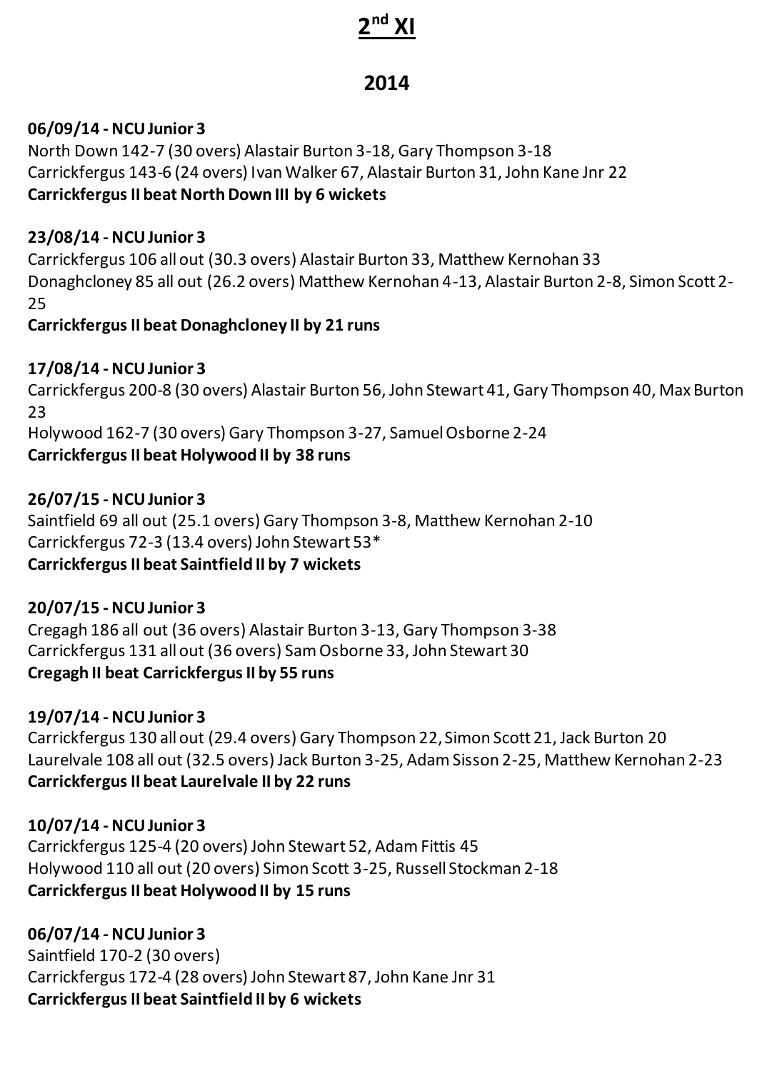# 2nd XI

## 2014

**06/09/14 - NCU Junior 3**
North Down 142-7 (30 overs) Alastair Burton 3-18, Gary Thompson 3-18
Carrickfergus 143-6 (24 overs) Ivan Walker 67, Alastair Burton 31, John Kane Jnr 22
**Carrickfergus II beat North Down III by 6 wickets**

**23/08/14 - NCU Junior 3**
Carrickfergus 106 all out (30.3 overs) Alastair Burton 33, Matthew Kernohan 33
Donaghcloney 85 all out (26.2 overs) Matthew Kernohan 4-13, Alastair Burton 2-8, Simon Scott 2-25
**Carrickfergus II beat Donaghcloney II by 21 runs**

**17/08/14 - NCU Junior 3**
Carrickfergus 200-8 (30 overs) Alastair Burton 56, John Stewart 41, Gary Thompson 40, Max Burton 23
Holywood 162-7 (30 overs) Gary Thompson 3-27, Samuel Osborne 2-24
**Carrickfergus II beat Holywood II by 38 runs**

**26/07/15 - NCU Junior 3**
Saintfield 69 all out (25.1 overs) Gary Thompson 3-8, Matthew Kernohan 2-10
Carrickfergus 72-3 (13.4 overs) John Stewart 53*
**Carrickfergus II beat Saintfield II by 7 wickets**

**20/07/15 - NCU Junior 3**
Cregagh 186 all out (36 overs) Alastair Burton 3-13, Gary Thompson 3-38
Carrickfergus 131 all out (36 overs) Sam Osborne 33, John Stewart 30
**Cregagh II beat Carrickfergus II by 55 runs**

**19/07/14 - NCU Junior 3**
Carrickfergus 130 all out (29.4 overs) Gary Thompson 22, Simon Scott 21, Jack Burton 20
Laurelvale 108 all out (32.5 overs) Jack Burton 3-25, Adam Sisson 2-25, Matthew Kernohan 2-23
**Carrickfergus II beat Laurelvale II by 22 runs**

**10/07/14 - NCU Junior 3**
Carrickfergus 125-4 (20 overs) John Stewart 52, Adam Fittis 45
Holywood 110 all out (20 overs) Simon Scott 3-25, Russell Stockman 2-18
**Carrickfergus II beat Holywood II by 15 runs**

**06/07/14 - NCU Junior 3**
Saintfield 170-2 (30 overs)
Carrickfergus 172-4 (28 overs) John Stewart 87, John Kane Jnr 31
**Carrickfergus II beat Saintfield II by 6 wickets**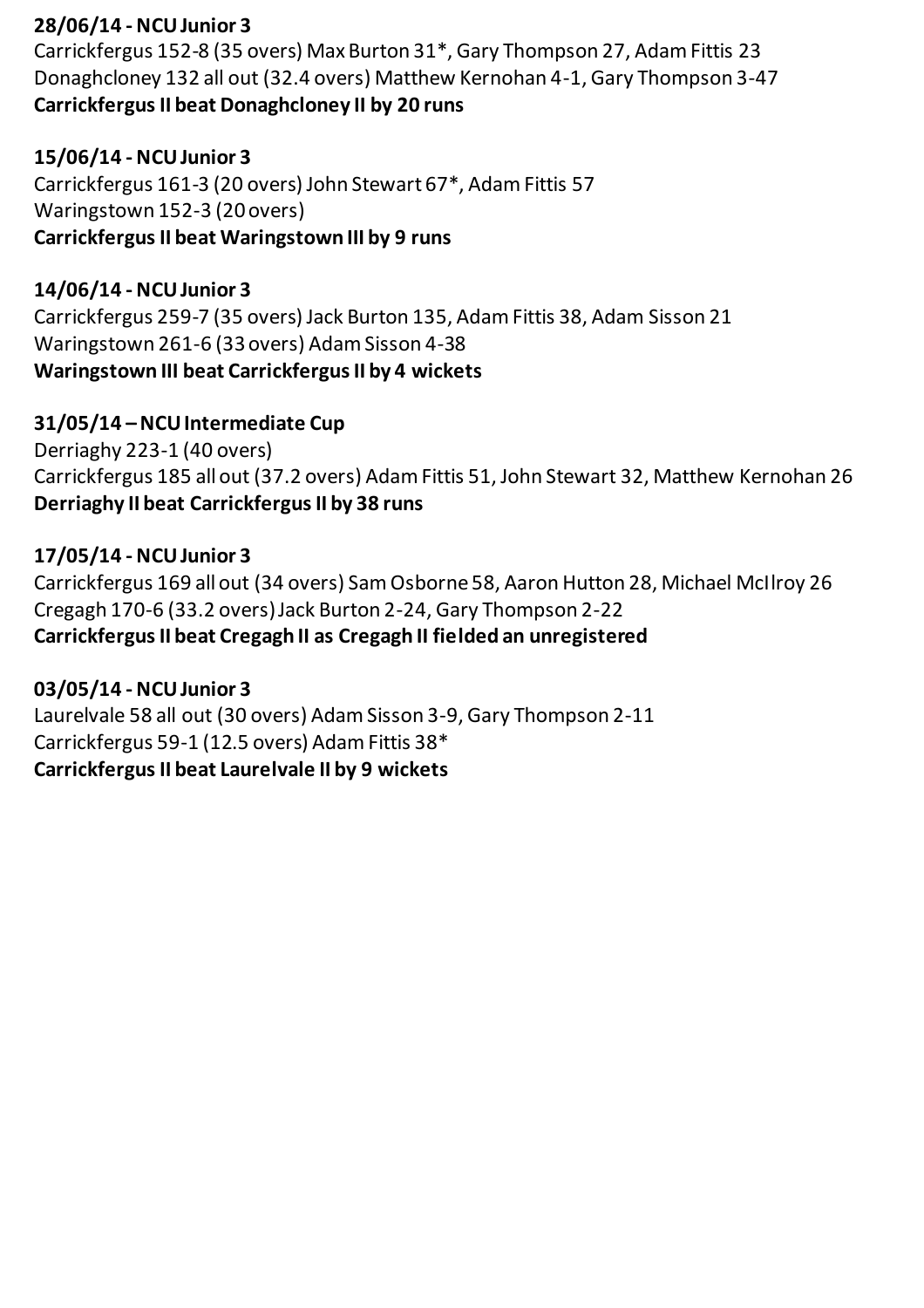**28/06/14 - NCU Junior 3**
Carrickfergus 152-8 (35 overs) Max Burton 31*, Gary Thompson 27, Adam Fittis 23
Donaghcloney 132 all out (32.4 overs) Matthew Kernohan 4-1, Gary Thompson 3-47
**Carrickfergus II beat Donaghcloney II by 20 runs**

**15/06/14 - NCU Junior 3**
Carrickfergus 161-3 (20 overs) John Stewart 67*, Adam Fittis 57
Waringstown 152-3 (20 overs)
**Carrickfergus II beat Waringstown III by 9 runs**

**14/06/14 - NCU Junior 3**
Carrickfergus 259-7 (35 overs) Jack Burton 135, Adam Fittis 38, Adam Sisson 21
Waringstown 261-6 (33 overs) Adam Sisson 4-38
**Waringstown III beat Carrickfergus II by 4 wickets**

**31/05/14 – NCU Intermediate Cup**
Derriaghy 223-1 (40 overs)
Carrickfergus 185 all out (37.2 overs) Adam Fittis 51, John Stewart 32, Matthew Kernohan 26
**Derriaghy II beat Carrickfergus II by 38 runs**

**17/05/14 - NCU Junior 3**
Carrickfergus 169 all out (34 overs) Sam Osborne 58, Aaron Hutton 28, Michael McIlroy 26
Cregagh 170-6 (33.2 overs) Jack Burton 2-24, Gary Thompson 2-22
**Carrickfergus II beat Cregagh II as Cregagh II fielded an unregistered**

**03/05/14 - NCU Junior 3**
Laurelvale 58 all out (30 overs) Adam Sisson 3-9, Gary Thompson 2-11
Carrickfergus 59-1 (12.5 overs) Adam Fittis 38*
**Carrickfergus II beat Laurelvale II by 9 wickets**